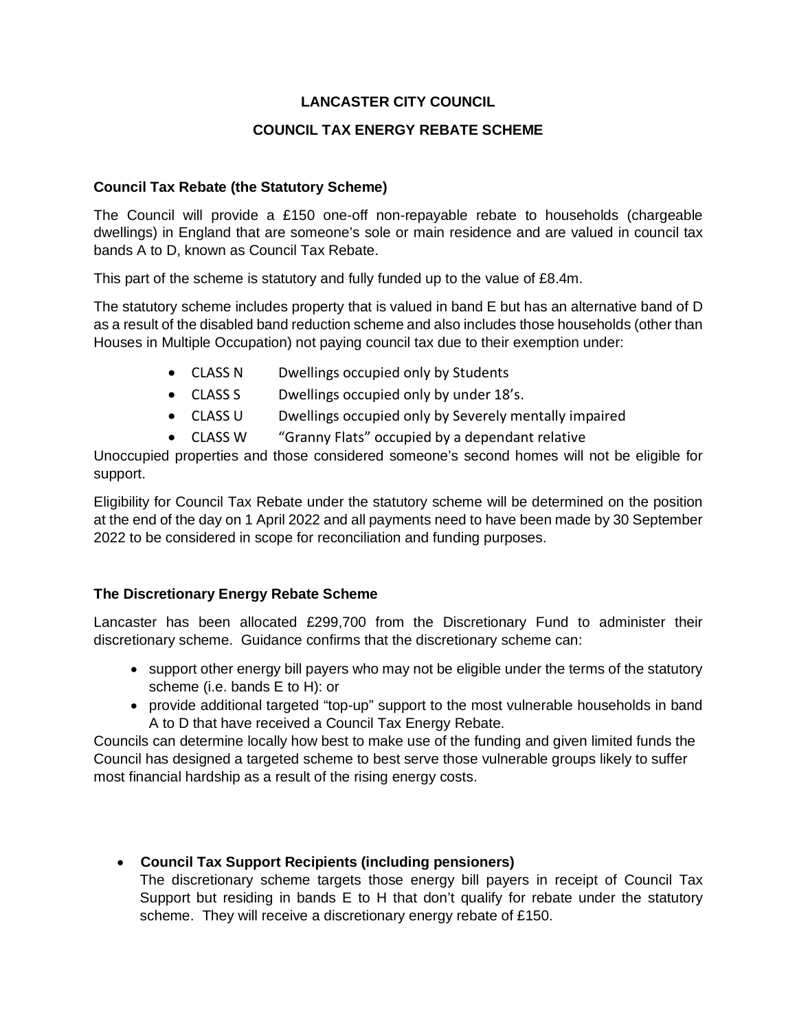# LANCASTER CITY COUNCIL

## COUNCIL TAX ENERGY REBATE SCHEME

### Council Tax Rebate (the Statutory Scheme)

The Council will provide a £150 one-off non-repayable rebate to households (chargeable dwellings) in England that are someone's sole or main residence and are valued in council tax bands A to D, known as Council Tax Rebate.

This part of the scheme is statutory and fully funded up to the value of £8.4m.

The statutory scheme includes property that is valued in band E but has an alternative band of D as a result of the disabled band reduction scheme and also includes those households (other than Houses in Multiple Occupation) not paying council tax due to their exemption under:

- CLASS N  Dwellings occupied only by Students
- CLASS S  Dwellings occupied only by under 18's.
- CLASS U  Dwellings occupied only by Severely mentally impaired
- CLASS W  "Granny Flats" occupied by a dependant relative

Unoccupied properties and those considered someone's second homes will not be eligible for support.

Eligibility for Council Tax Rebate under the statutory scheme will be determined on the position at the end of the day on 1 April 2022 and all payments need to have been made by 30 September 2022 to be considered in scope for reconciliation and funding purposes.

### The Discretionary Energy Rebate Scheme

Lancaster has been allocated £299,700 from the Discretionary Fund to administer their discretionary scheme. Guidance confirms that the discretionary scheme can:

- support other energy bill payers who may not be eligible under the terms of the statutory scheme (i.e. bands E to H): or
- provide additional targeted "top-up" support to the most vulnerable households in band A to D that have received a Council Tax Energy Rebate.

Councils can determine locally how best to make use of the funding and given limited funds the Council has designed a targeted scheme to best serve those vulnerable groups likely to suffer most financial hardship as a result of the rising energy costs.

- **Council Tax Support Recipients (including pensioners)**
  The discretionary scheme targets those energy bill payers in receipt of Council Tax Support but residing in bands E to H that don't qualify for rebate under the statutory scheme. They will receive a discretionary energy rebate of £150.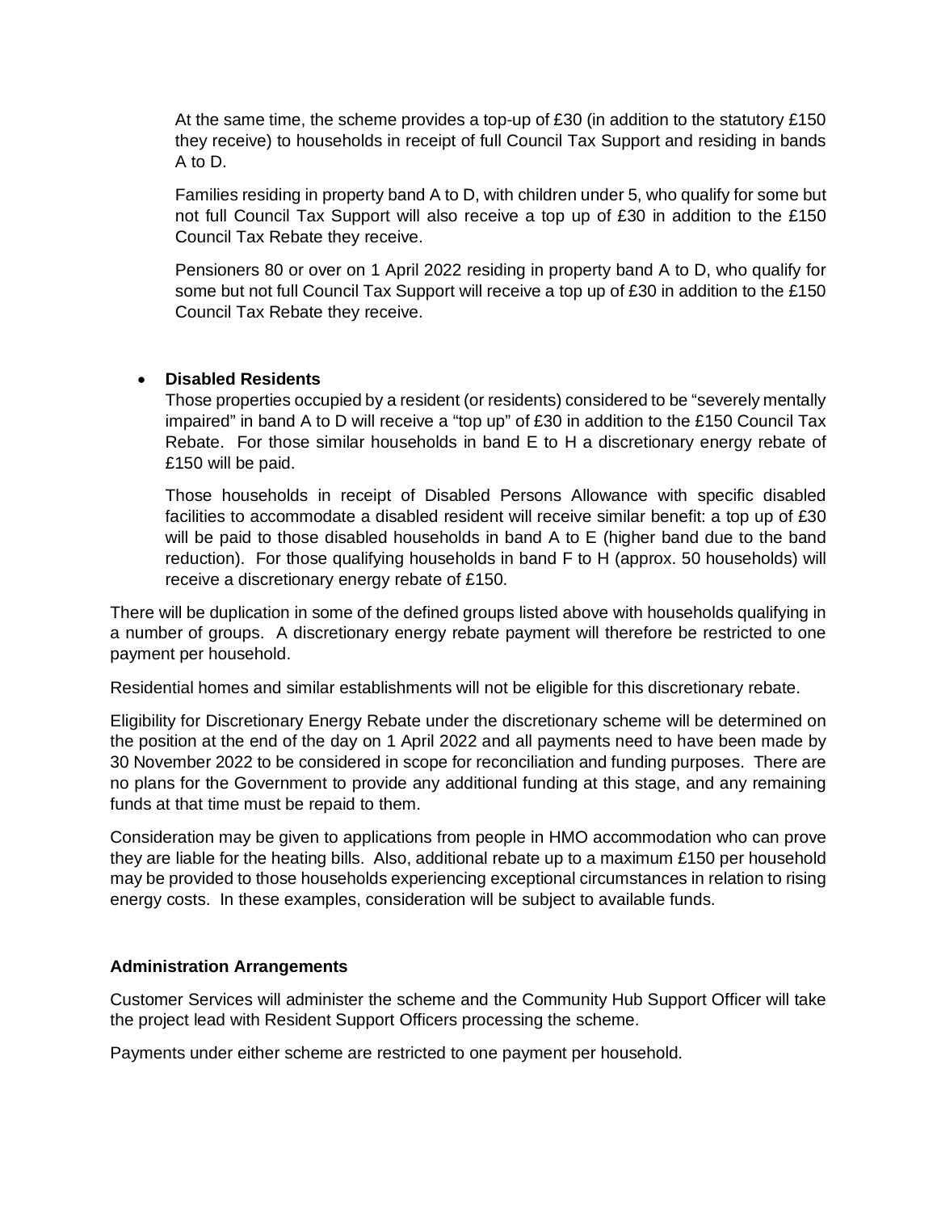At the same time, the scheme provides a top-up of £30 (in addition to the statutory £150 they receive) to households in receipt of full Council Tax Support and residing in bands A to D.

Families residing in property band A to D, with children under 5, who qualify for some but not full Council Tax Support will also receive a top up of £30 in addition to the £150 Council Tax Rebate they receive.

Pensioners 80 or over on 1 April 2022 residing in property band A to D, who qualify for some but not full Council Tax Support will receive a top up of £30 in addition to the £150 Council Tax Rebate they receive.

- **Disabled Residents**

  Those properties occupied by a resident (or residents) considered to be "severely mentally impaired" in band A to D will receive a "top up" of £30 in addition to the £150 Council Tax Rebate. For those similar households in band E to H a discretionary energy rebate of £150 will be paid.

  Those households in receipt of Disabled Persons Allowance with specific disabled facilities to accommodate a disabled resident will receive similar benefit: a top up of £30 will be paid to those disabled households in band A to E (higher band due to the band reduction). For those qualifying households in band F to H (approx. 50 households) will receive a discretionary energy rebate of £150.

There will be duplication in some of the defined groups listed above with households qualifying in a number of groups. A discretionary energy rebate payment will therefore be restricted to one payment per household.

Residential homes and similar establishments will not be eligible for this discretionary rebate.

Eligibility for Discretionary Energy Rebate under the discretionary scheme will be determined on the position at the end of the day on 1 April 2022 and all payments need to have been made by 30 November 2022 to be considered in scope for reconciliation and funding purposes. There are no plans for the Government to provide any additional funding at this stage, and any remaining funds at that time must be repaid to them.

Consideration may be given to applications from people in HMO accommodation who can prove they are liable for the heating bills. Also, additional rebate up to a maximum £150 per household may be provided to those households experiencing exceptional circumstances in relation to rising energy costs. In these examples, consideration will be subject to available funds.

**Administration Arrangements**

Customer Services will administer the scheme and the Community Hub Support Officer will take the project lead with Resident Support Officers processing the scheme.

Payments under either scheme are restricted to one payment per household.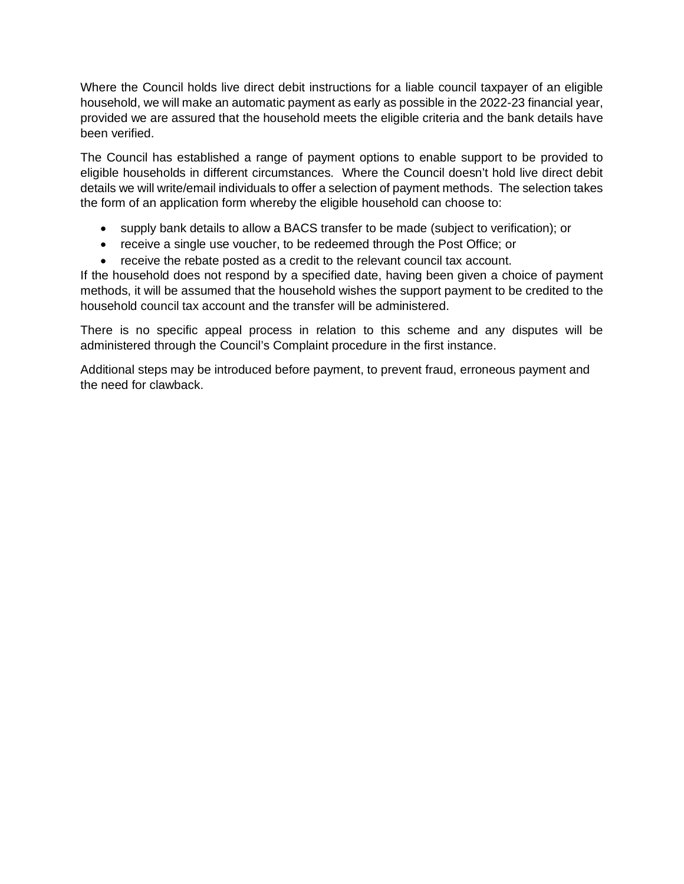Where the Council holds live direct debit instructions for a liable council taxpayer of an eligible household, we will make an automatic payment as early as possible in the 2022-23 financial year, provided we are assured that the household meets the eligible criteria and the bank details have been verified.

The Council has established a range of payment options to enable support to be provided to eligible households in different circumstances. Where the Council doesn't hold live direct debit details we will write/email individuals to offer a selection of payment methods. The selection takes the form of an application form whereby the eligible household can choose to:

- supply bank details to allow a BACS transfer to be made (subject to verification); or
- receive a single use voucher, to be redeemed through the Post Office; or
- receive the rebate posted as a credit to the relevant council tax account.

If the household does not respond by a specified date, having been given a choice of payment methods, it will be assumed that the household wishes the support payment to be credited to the household council tax account and the transfer will be administered.

There is no specific appeal process in relation to this scheme and any disputes will be administered through the Council's Complaint procedure in the first instance.

Additional steps may be introduced before payment, to prevent fraud, erroneous payment and the need for clawback.